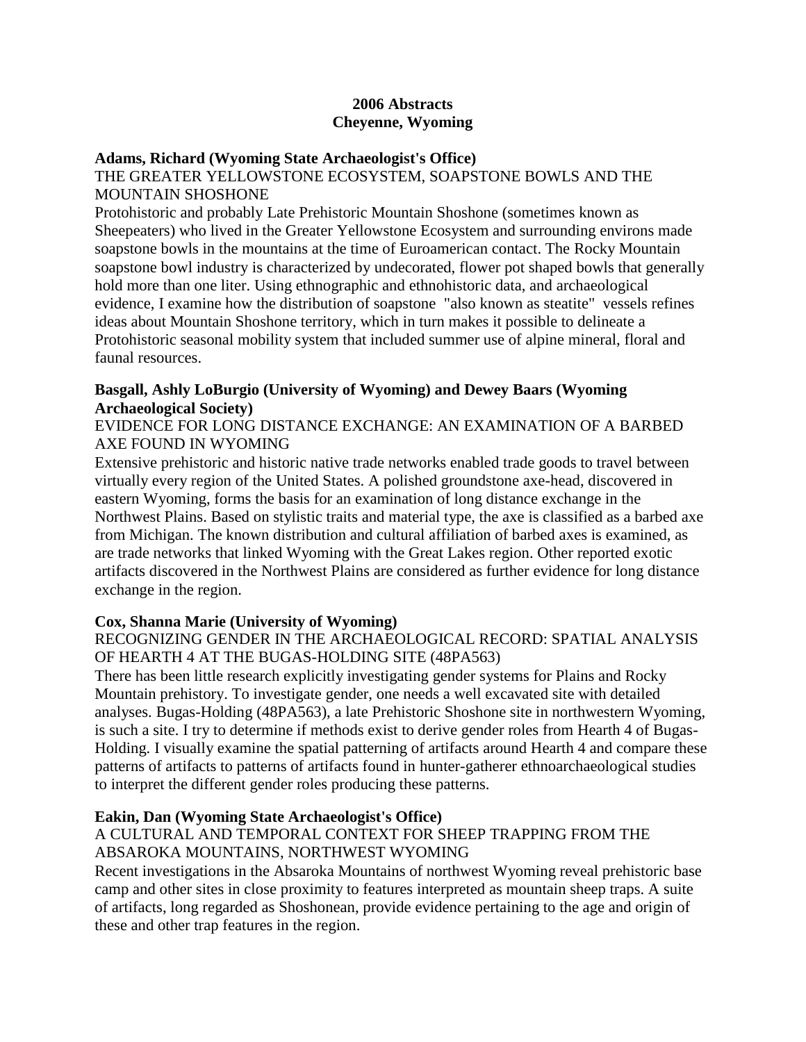# 2006 Abstracts
## Cheyenne, Wyoming

**Adams, Richard (Wyoming State Archaeologist's Office)**

THE GREATER YELLOWSTONE ECOSYSTEM, SOAPSTONE BOWLS AND THE MOUNTAIN SHOSHONE

Protohistoric and probably Late Prehistoric Mountain Shoshone (sometimes known as Sheepeaters) who lived in the Greater Yellowstone Ecosystem and surrounding environs made soapstone bowls in the mountains at the time of Euroamerican contact. The Rocky Mountain soapstone bowl industry is characterized by undecorated, flower pot shaped bowls that generally hold more than one liter. Using ethnographic and ethnohistoric data, and archaeological evidence, I examine how the distribution of soapstone "also known as steatite" vessels refines ideas about Mountain Shoshone territory, which in turn makes it possible to delineate a Protohistoric seasonal mobility system that included summer use of alpine mineral, floral and faunal resources.

**Basgall, Ashly LoBurgio (University of Wyoming) and Dewey Baars (Wyoming Archaeological Society)**

EVIDENCE FOR LONG DISTANCE EXCHANGE: AN EXAMINATION OF A BARBED AXE FOUND IN WYOMING

Extensive prehistoric and historic native trade networks enabled trade goods to travel between virtually every region of the United States. A polished groundstone axe-head, discovered in eastern Wyoming, forms the basis for an examination of long distance exchange in the Northwest Plains. Based on stylistic traits and material type, the axe is classified as a barbed axe from Michigan. The known distribution and cultural affiliation of barbed axes is examined, as are trade networks that linked Wyoming with the Great Lakes region. Other reported exotic artifacts discovered in the Northwest Plains are considered as further evidence for long distance exchange in the region.

**Cox, Shanna Marie (University of Wyoming)**

RECOGNIZING GENDER IN THE ARCHAEOLOGICAL RECORD: SPATIAL ANALYSIS OF HEARTH 4 AT THE BUGAS-HOLDING SITE (48PA563)

There has been little research explicitly investigating gender systems for Plains and Rocky Mountain prehistory. To investigate gender, one needs a well excavated site with detailed analyses. Bugas-Holding (48PA563), a late Prehistoric Shoshone site in northwestern Wyoming, is such a site. I try to determine if methods exist to derive gender roles from Hearth 4 of Bugas-Holding. I visually examine the spatial patterning of artifacts around Hearth 4 and compare these patterns of artifacts to patterns of artifacts found in hunter-gatherer ethnoarchaeological studies to interpret the different gender roles producing these patterns.

**Eakin, Dan (Wyoming State Archaeologist's Office)**

A CULTURAL AND TEMPORAL CONTEXT FOR SHEEP TRAPPING FROM THE ABSAROKA MOUNTAINS, NORTHWEST WYOMING

Recent investigations in the Absaroka Mountains of northwest Wyoming reveal prehistoric base camp and other sites in close proximity to features interpreted as mountain sheep traps. A suite of artifacts, long regarded as Shoshonean, provide evidence pertaining to the age and origin of these and other trap features in the region.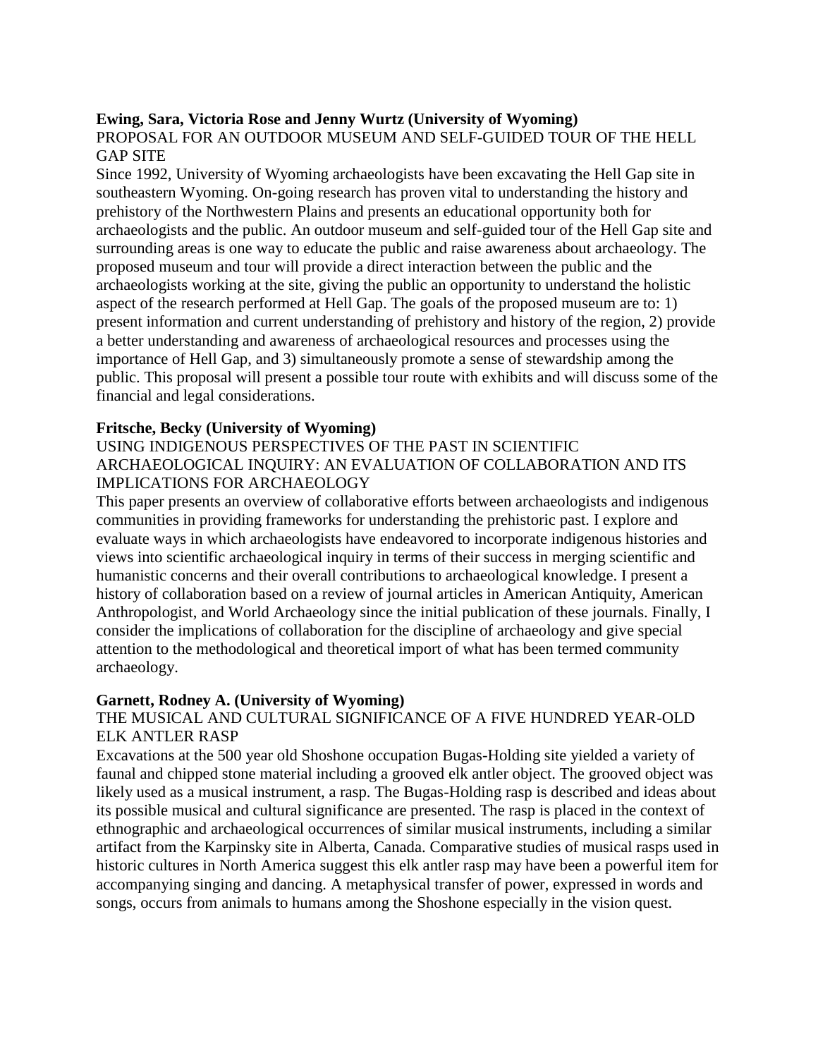**Ewing, Sara, Victoria Rose and Jenny Wurtz (University of Wyoming)**

PROPOSAL FOR AN OUTDOOR MUSEUM AND SELF-GUIDED TOUR OF THE HELL GAP SITE

Since 1992, University of Wyoming archaeologists have been excavating the Hell Gap site in southeastern Wyoming. On-going research has proven vital to understanding the history and prehistory of the Northwestern Plains and presents an educational opportunity both for archaeologists and the public. An outdoor museum and self-guided tour of the Hell Gap site and surrounding areas is one way to educate the public and raise awareness about archaeology. The proposed museum and tour will provide a direct interaction between the public and the archaeologists working at the site, giving the public an opportunity to understand the holistic aspect of the research performed at Hell Gap. The goals of the proposed museum are to: 1) present information and current understanding of prehistory and history of the region, 2) provide a better understanding and awareness of archaeological resources and processes using the importance of Hell Gap, and 3) simultaneously promote a sense of stewardship among the public. This proposal will present a possible tour route with exhibits and will discuss some of the financial and legal considerations.

**Fritsche, Becky (University of Wyoming)**

USING INDIGENOUS PERSPECTIVES OF THE PAST IN SCIENTIFIC ARCHAEOLOGICAL INQUIRY: AN EVALUATION OF COLLABORATION AND ITS IMPLICATIONS FOR ARCHAEOLOGY

This paper presents an overview of collaborative efforts between archaeologists and indigenous communities in providing frameworks for understanding the prehistoric past. I explore and evaluate ways in which archaeologists have endeavored to incorporate indigenous histories and views into scientific archaeological inquiry in terms of their success in merging scientific and humanistic concerns and their overall contributions to archaeological knowledge. I present a history of collaboration based on a review of journal articles in American Antiquity, American Anthropologist, and World Archaeology since the initial publication of these journals. Finally, I consider the implications of collaboration for the discipline of archaeology and give special attention to the methodological and theoretical import of what has been termed community archaeology.

**Garnett, Rodney A. (University of Wyoming)**

THE MUSICAL AND CULTURAL SIGNIFICANCE OF A FIVE HUNDRED YEAR-OLD ELK ANTLER RASP

Excavations at the 500 year old Shoshone occupation Bugas-Holding site yielded a variety of faunal and chipped stone material including a grooved elk antler object. The grooved object was likely used as a musical instrument, a rasp. The Bugas-Holding rasp is described and ideas about its possible musical and cultural significance are presented. The rasp is placed in the context of ethnographic and archaeological occurrences of similar musical instruments, including a similar artifact from the Karpinsky site in Alberta, Canada. Comparative studies of musical rasps used in historic cultures in North America suggest this elk antler rasp may have been a powerful item for accompanying singing and dancing. A metaphysical transfer of power, expressed in words and songs, occurs from animals to humans among the Shoshone especially in the vision quest.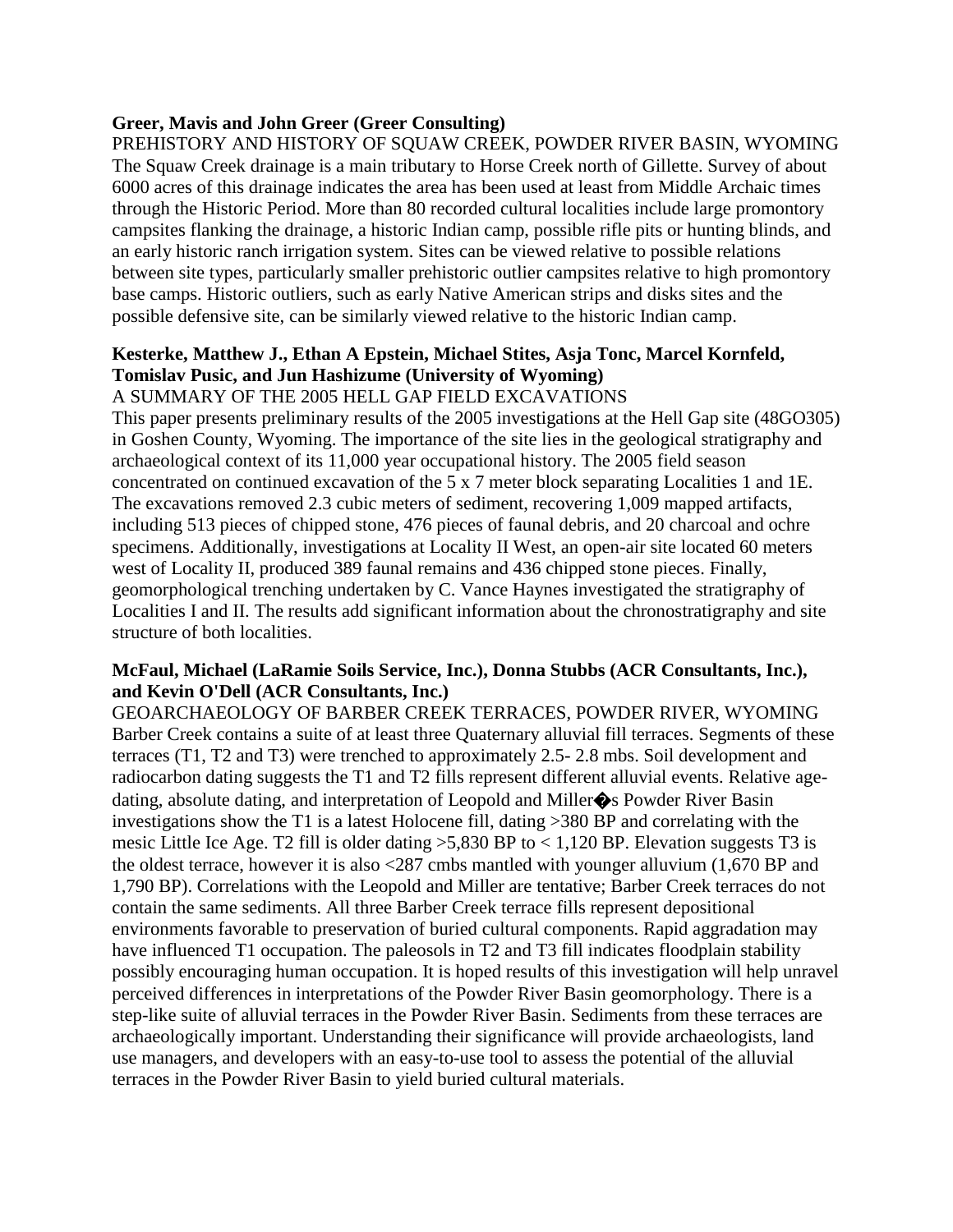**Greer, Mavis and John Greer (Greer Consulting)**
PREHISTORY AND HISTORY OF SQUAW CREEK, POWDER RIVER BASIN, WYOMING
The Squaw Creek drainage is a main tributary to Horse Creek north of Gillette. Survey of about 6000 acres of this drainage indicates the area has been used at least from Middle Archaic times through the Historic Period. More than 80 recorded cultural localities include large promontory campsites flanking the drainage, a historic Indian camp, possible rifle pits or hunting blinds, and an early historic ranch irrigation system. Sites can be viewed relative to possible relations between site types, particularly smaller prehistoric outlier campsites relative to high promontory base camps. Historic outliers, such as early Native American strips and disks sites and the possible defensive site, can be similarly viewed relative to the historic Indian camp.

**Kesterke, Matthew J., Ethan A Epstein, Michael Stites, Asja Tonc, Marcel Kornfeld, Tomislav Pusic, and Jun Hashizume (University of Wyoming)**
A SUMMARY OF THE 2005 HELL GAP FIELD EXCAVATIONS
This paper presents preliminary results of the 2005 investigations at the Hell Gap site (48GO305) in Goshen County, Wyoming. The importance of the site lies in the geological stratigraphy and archaeological context of its 11,000 year occupational history. The 2005 field season concentrated on continued excavation of the 5 x 7 meter block separating Localities 1 and 1E. The excavations removed 2.3 cubic meters of sediment, recovering 1,009 mapped artifacts, including 513 pieces of chipped stone, 476 pieces of faunal debris, and 20 charcoal and ochre specimens. Additionally, investigations at Locality II West, an open-air site located 60 meters west of Locality II, produced 389 faunal remains and 436 chipped stone pieces. Finally, geomorphological trenching undertaken by C. Vance Haynes investigated the stratigraphy of Localities I and II. The results add significant information about the chronostratigraphy and site structure of both localities.

**McFaul, Michael (LaRamie Soils Service, Inc.), Donna Stubbs (ACR Consultants, Inc.), and Kevin O'Dell (ACR Consultants, Inc.)**
GEOARCHAEOLOGY OF BARBER CREEK TERRACES, POWDER RIVER, WYOMING
Barber Creek contains a suite of at least three Quaternary alluvial fill terraces. Segments of these terraces (T1, T2 and T3) were trenched to approximately 2.5- 2.8 mbs. Soil development and radiocarbon dating suggests the T1 and T2 fills represent different alluvial events. Relative age-dating, absolute dating, and interpretation of Leopold and Miller�s Powder River Basin investigations show the T1 is a latest Holocene fill, dating >380 BP and correlating with the mesic Little Ice Age. T2 fill is older dating >5,830 BP to < 1,120 BP. Elevation suggests T3 is the oldest terrace, however it is also <287 cmbs mantled with younger alluvium (1,670 BP and 1,790 BP). Correlations with the Leopold and Miller are tentative; Barber Creek terraces do not contain the same sediments. All three Barber Creek terrace fills represent depositional environments favorable to preservation of buried cultural components. Rapid aggradation may have influenced T1 occupation. The paleosols in T2 and T3 fill indicates floodplain stability possibly encouraging human occupation. It is hoped results of this investigation will help unravel perceived differences in interpretations of the Powder River Basin geomorphology. There is a step-like suite of alluvial terraces in the Powder River Basin. Sediments from these terraces are archaeologically important. Understanding their significance will provide archaeologists, land use managers, and developers with an easy-to-use tool to assess the potential of the alluvial terraces in the Powder River Basin to yield buried cultural materials.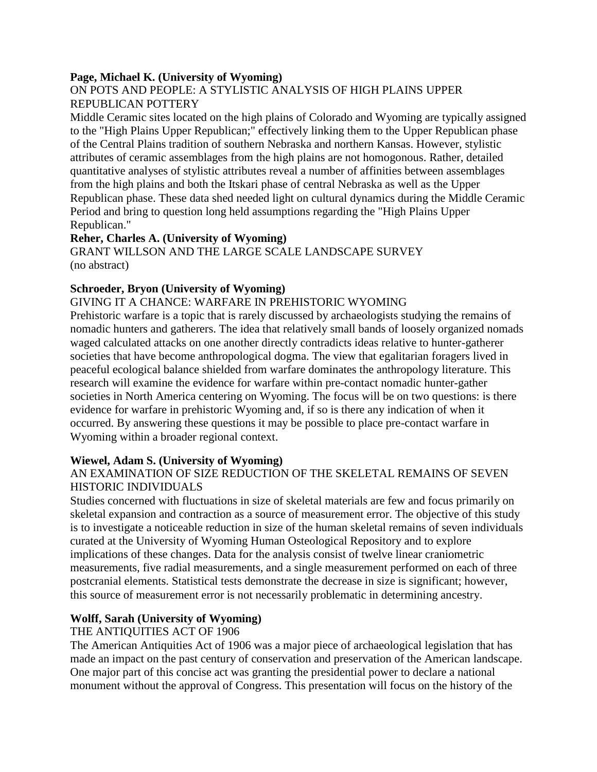**Page, Michael K. (University of Wyoming)**

ON POTS AND PEOPLE: A STYLISTIC ANALYSIS OF HIGH PLAINS UPPER REPUBLICAN POTTERY

Middle Ceramic sites located on the high plains of Colorado and Wyoming are typically assigned to the "High Plains Upper Republican;" effectively linking them to the Upper Republican phase of the Central Plains tradition of southern Nebraska and northern Kansas. However, stylistic attributes of ceramic assemblages from the high plains are not homogonous. Rather, detailed quantitative analyses of stylistic attributes reveal a number of affinities between assemblages from the high plains and both the Itskari phase of central Nebraska as well as the Upper Republican phase. These data shed needed light on cultural dynamics during the Middle Ceramic Period and bring to question long held assumptions regarding the "High Plains Upper Republican."

**Reher, Charles A. (University of Wyoming)**

GRANT WILLSON AND THE LARGE SCALE LANDSCAPE SURVEY

(no abstract)

**Schroeder, Bryon (University of Wyoming)**

GIVING IT A CHANCE: WARFARE IN PREHISTORIC WYOMING

Prehistoric warfare is a topic that is rarely discussed by archaeologists studying the remains of nomadic hunters and gatherers. The idea that relatively small bands of loosely organized nomads waged calculated attacks on one another directly contradicts ideas relative to hunter-gatherer societies that have become anthropological dogma. The view that egalitarian foragers lived in peaceful ecological balance shielded from warfare dominates the anthropology literature. This research will examine the evidence for warfare within pre-contact nomadic hunter-gather societies in North America centering on Wyoming. The focus will be on two questions: is there evidence for warfare in prehistoric Wyoming and, if so is there any indication of when it occurred. By answering these questions it may be possible to place pre-contact warfare in Wyoming within a broader regional context.

**Wiewel, Adam S. (University of Wyoming)**

AN EXAMINATION OF SIZE REDUCTION OF THE SKELETAL REMAINS OF SEVEN HISTORIC INDIVIDUALS

Studies concerned with fluctuations in size of skeletal materials are few and focus primarily on skeletal expansion and contraction as a source of measurement error. The objective of this study is to investigate a noticeable reduction in size of the human skeletal remains of seven individuals curated at the University of Wyoming Human Osteological Repository and to explore implications of these changes. Data for the analysis consist of twelve linear craniometric measurements, five radial measurements, and a single measurement performed on each of three postcranial elements. Statistical tests demonstrate the decrease in size is significant; however, this source of measurement error is not necessarily problematic in determining ancestry.

**Wolff, Sarah (University of Wyoming)**

THE ANTIQUITIES ACT OF 1906

The American Antiquities Act of 1906 was a major piece of archaeological legislation that has made an impact on the past century of conservation and preservation of the American landscape. One major part of this concise act was granting the presidential power to declare a national monument without the approval of Congress. This presentation will focus on the history of the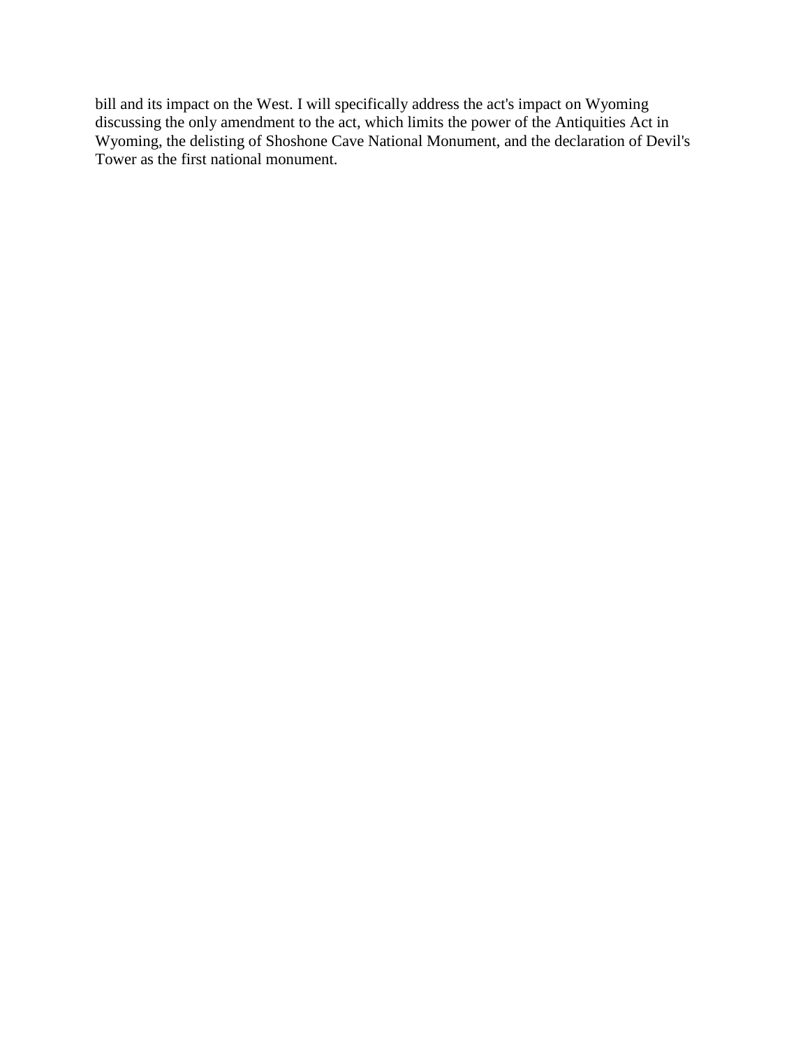bill and its impact on the West. I will specifically address the act's impact on Wyoming discussing the only amendment to the act, which limits the power of the Antiquities Act in Wyoming, the delisting of Shoshone Cave National Monument, and the declaration of Devil's Tower as the first national monument.